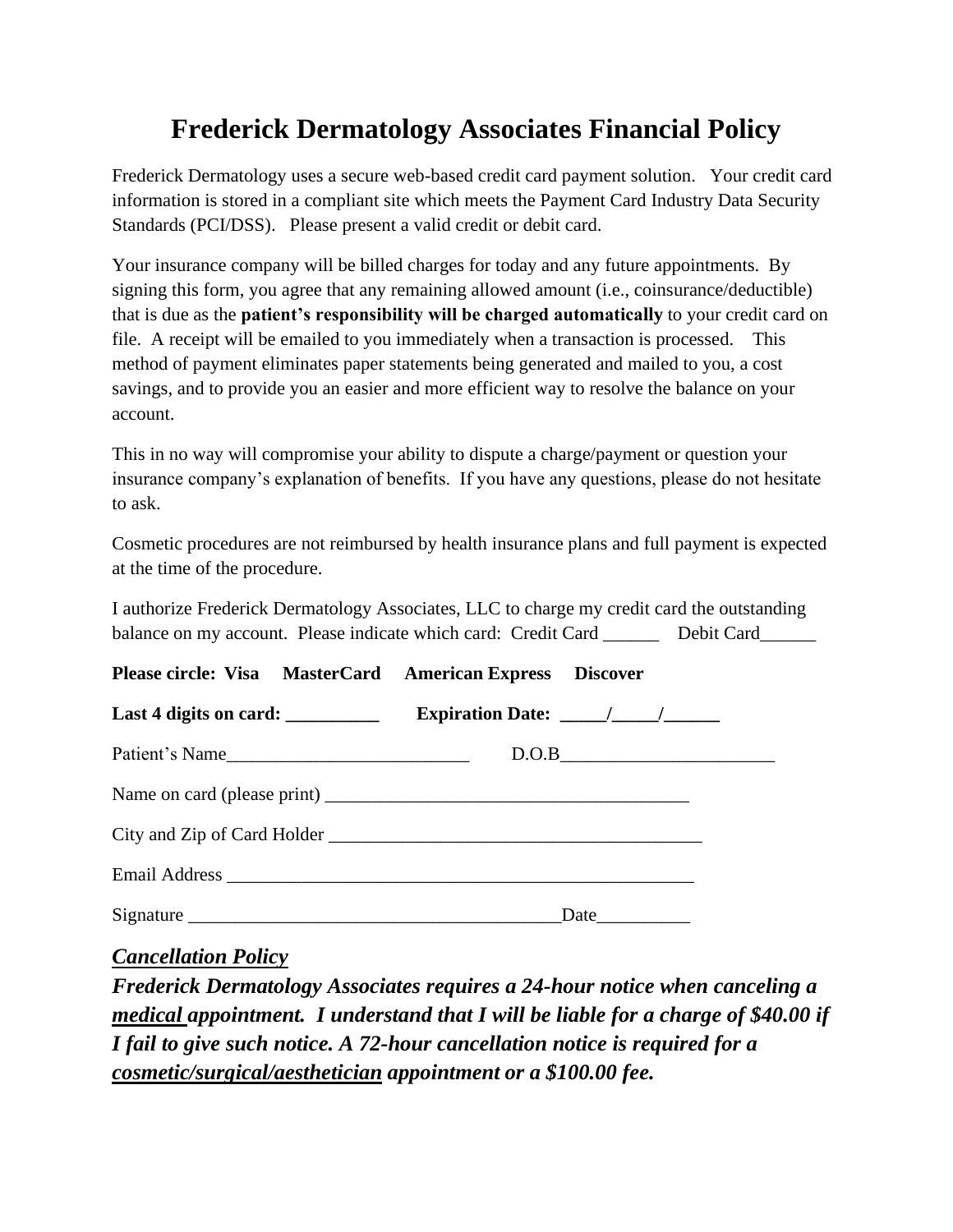# Frederick Dermatology Associates Financial Policy

Frederick Dermatology uses a secure web-based credit card payment solution. Your credit card information is stored in a compliant site which meets the Payment Card Industry Data Security Standards (PCI/DSS). Please present a valid credit or debit card.

Your insurance company will be billed charges for today and any future appointments. By signing this form, you agree that any remaining allowed amount (i.e., coinsurance/deductible) that is due as the **patient's responsibility will be charged automatically** to your credit card on file. A receipt will be emailed to you immediately when a transaction is processed. This method of payment eliminates paper statements being generated and mailed to you, a cost savings, and to provide you an easier and more efficient way to resolve the balance on your account.

This in no way will compromise your ability to dispute a charge/payment or question your insurance company's explanation of benefits. If you have any questions, please do not hesitate to ask.

Cosmetic procedures are not reimbursed by health insurance plans and full payment is expected at the time of the procedure.

I authorize Frederick Dermatology Associates, LLC to charge my credit card the outstanding balance on my account. Please indicate which card: Credit Card ______ Debit Card______

**Please circle: Visa MasterCard American Express Discover**

**Last 4 digits on card: __________ Expiration Date: _____/_____/______**

Patient's Name__________________________ D.O.B_______________________

Name on card (please print) _______________________________________

City and Zip of Card Holder ________________________________________

Email Address ___________________________________________________

Signature _______________________________________Date__________

***Cancellation Policy***

***Frederick Dermatology Associates requires a 24-hour notice when canceling a medical appointment. I understand that I will be liable for a charge of $40.00 if I fail to give such notice. A 72-hour cancellation notice is required for a cosmetic/surgical/aesthetician appointment or a $100.00 fee.***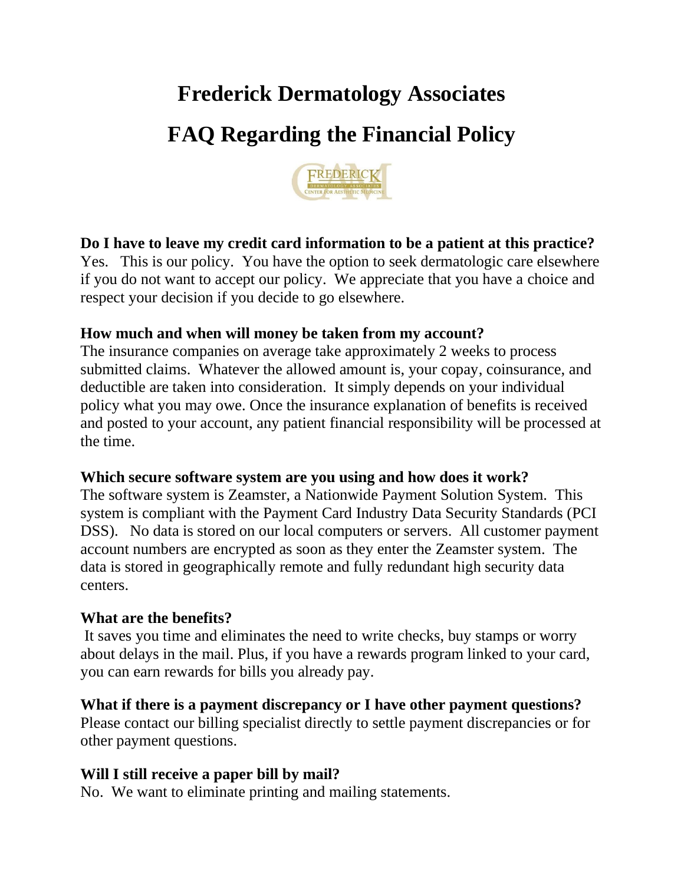# Frederick Dermatology Associates

# FAQ Regarding the Financial Policy

**Do I have to leave my credit card information to be a patient at this practice?**
Yes. This is our policy. You have the option to seek dermatologic care elsewhere if you do not want to accept our policy. We appreciate that you have a choice and respect your decision if you decide to go elsewhere.

**How much and when will money be taken from my account?**
The insurance companies on average take approximately 2 weeks to process submitted claims. Whatever the allowed amount is, your copay, coinsurance, and deductible are taken into consideration. It simply depends on your individual policy what you may owe. Once the insurance explanation of benefits is received and posted to your account, any patient financial responsibility will be processed at the time.

**Which secure software system are you using and how does it work?**
The software system is Zeamster, a Nationwide Payment Solution System. This system is compliant with the Payment Card Industry Data Security Standards (PCI DSS). No data is stored on our local computers or servers. All customer payment account numbers are encrypted as soon as they enter the Zeamster system. The data is stored in geographically remote and fully redundant high security data centers.

**What are the benefits?**
It saves you time and eliminates the need to write checks, buy stamps or worry about delays in the mail. Plus, if you have a rewards program linked to your card, you can earn rewards for bills you already pay.

**What if there is a payment discrepancy or I have other payment questions?**
Please contact our billing specialist directly to settle payment discrepancies or for other payment questions.

**Will I still receive a paper bill by mail?**
No. We want to eliminate printing and mailing statements.